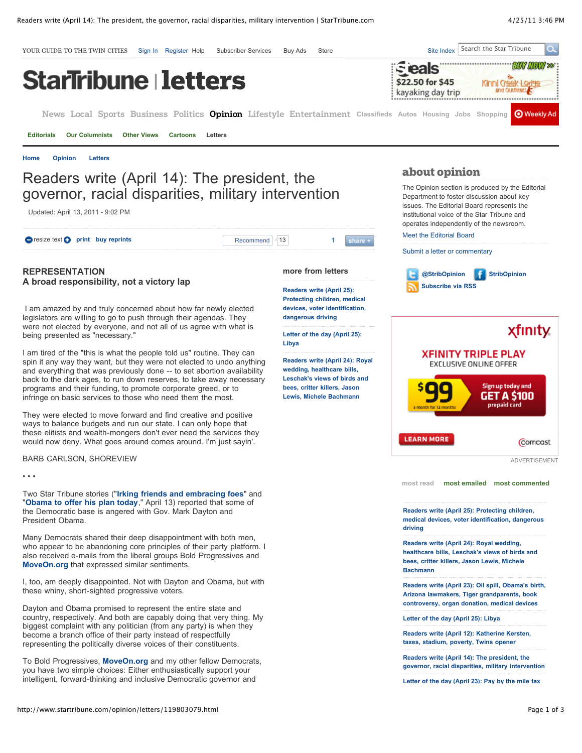# Readers write (April 14): The president, the governor, racial disparities, military intervention

Updated: April 13, 2011 - 9:02 PM

## REPRESENTATION

### A broad responsibility, not a victory lap

I am amazed by and truly concerned about how far newly elected legislators are willing to go to push through their agendas. They were not elected by everyone, and not all of us agree with what is being presented as "necessary."

I am tired of the "this is what the people told us" routine. They can spin it any way they want, but they were not elected to undo anything and everything that was previously done -- to set abortion availability back to the dark ages, to run down reserves, to take away necessary programs and their funding, to promote corporate greed, or to infringe on basic services to those who need them the most.

They were elected to move forward and find creative and positive ways to balance budgets and run our state. I can only hope that these elitists and wealth-mongers don't ever need the services they would now deny. What goes around comes around. I'm just sayin'.

BARB CARLSON, SHOREVIEW

• • •

Two Star Tribune stories ("**Irking friends and embracing foes**" and "**Obama to offer his plan today**," April 13) reported that some of the Democratic base is angered with Gov. Mark Dayton and President Obama.

Many Democrats shared their deep disappointment with both men, who appear to be abandoning core principles of their party platform. I also received e-mails from the liberal groups Bold Progressives and **MoveOn.org** that expressed similar sentiments.

I, too, am deeply disappointed. Not with Dayton and Obama, but with these whiny, short-sighted progressive voters.

Dayton and Obama promised to represent the entire state and country, respectively. And both are capably doing that very thing. My biggest complaint with any politician (from any party) is when they become a branch office of their party instead of respectfully representing the politically diverse voices of their constituents.

To Bold Progressives, **MoveOn.org** and my other fellow Democrats, you have two simple choices: Either enthusiastically support your intelligent, forward-thinking and inclusive Democratic governor and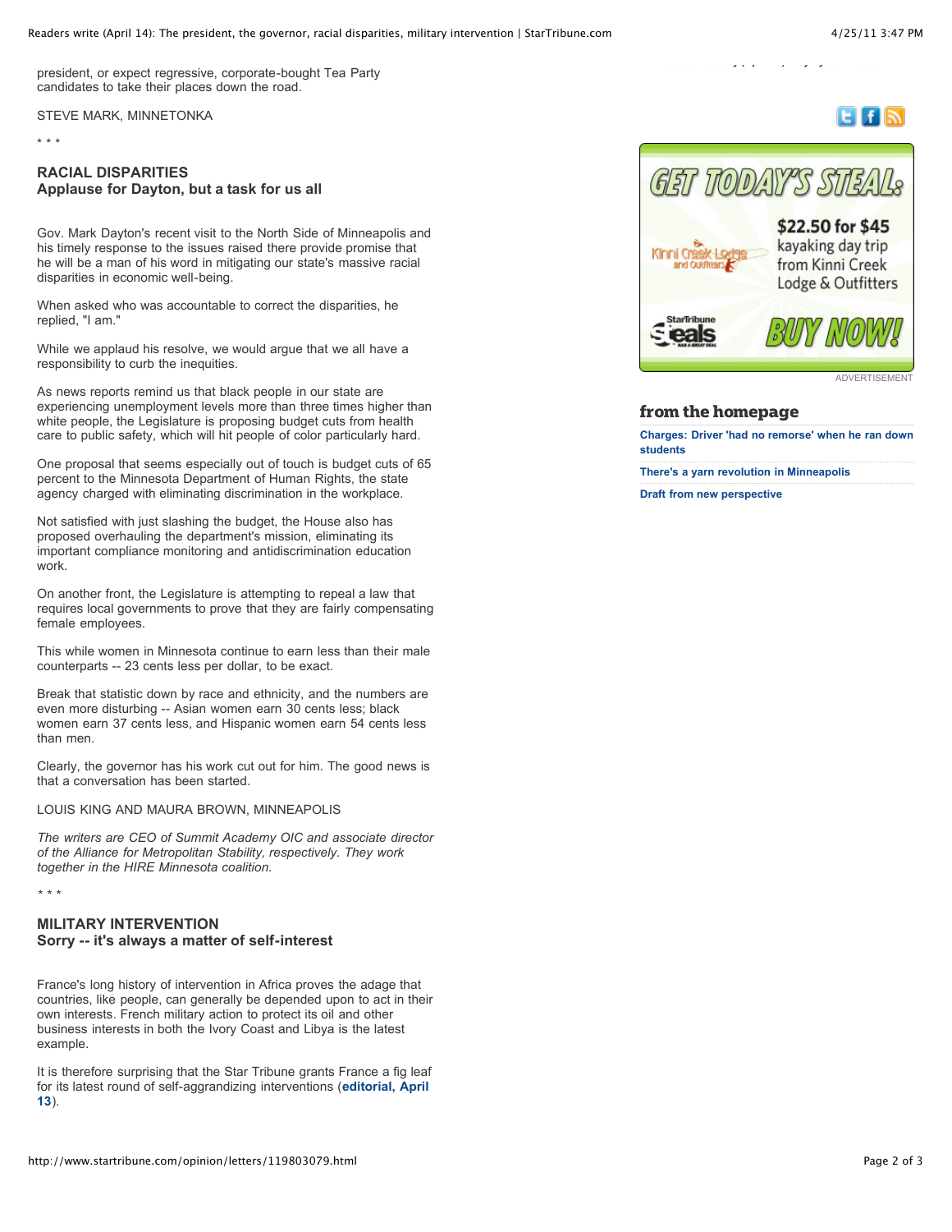president, or expect regressive, corporate-bought Tea Party candidates to take their places down the road.

STEVE MARK, MINNETONKA

* * *

### RACIAL DISPARITIES
### Applause for Dayton, but a task for us all

Gov. Mark Dayton's recent visit to the North Side of Minneapolis and his timely response to the issues raised there provide promise that he will be a man of his word in mitigating our state's massive racial disparities in economic well-being.

When asked who was accountable to correct the disparities, he replied, "I am."

While we applaud his resolve, we would argue that we all have a responsibility to curb the inequities.

As news reports remind us that black people in our state are experiencing unemployment levels more than three times higher than white people, the Legislature is proposing budget cuts from health care to public safety, which will hit people of color particularly hard.

One proposal that seems especially out of touch is budget cuts of 65 percent to the Minnesota Department of Human Rights, the state agency charged with eliminating discrimination in the workplace.

Not satisfied with just slashing the budget, the House also has proposed overhauling the department's mission, eliminating its important compliance monitoring and antidiscrimination education work.

On another front, the Legislature is attempting to repeal a law that requires local governments to prove that they are fairly compensating female employees.

This while women in Minnesota continue to earn less than their male counterparts -- 23 cents less per dollar, to be exact.

Break that statistic down by race and ethnicity, and the numbers are even more disturbing -- Asian women earn 30 cents less; black women earn 37 cents less, and Hispanic women earn 54 cents less than men.

Clearly, the governor has his work cut out for him. The good news is that a conversation has been started.

LOUIS KING AND MAURA BROWN, MINNEAPOLIS

*The writers are CEO of Summit Academy OIC and associate director of the Alliance for Metropolitan Stability, respectively. They work together in the HIRE Minnesota coalition.*

* * *

### MILITARY INTERVENTION
### Sorry -- it's always a matter of self-interest

France's long history of intervention in Africa proves the adage that countries, like people, can generally be depended upon to act in their own interests. French military action to protect its oil and other business interests in both the Ivory Coast and Libya is the latest example.

It is therefore surprising that the Star Tribune grants France a fig leaf for its latest round of self-aggrandizing interventions (**editorial, April 13**).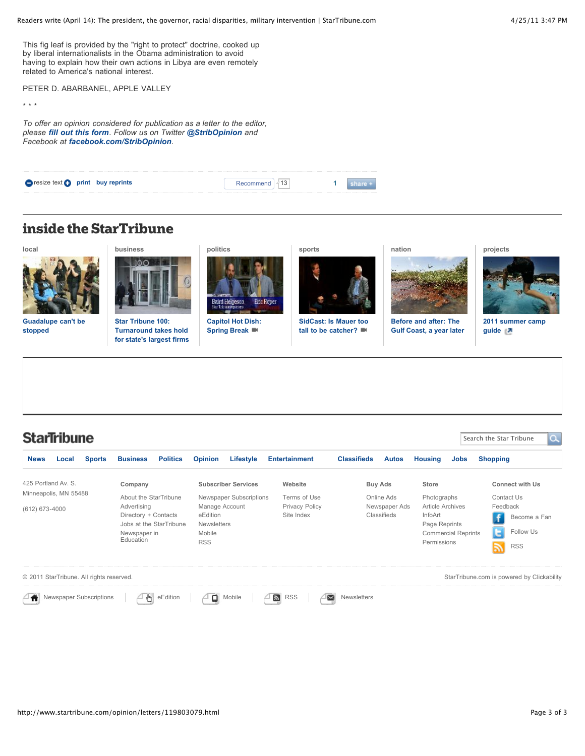This fig leaf is provided by the "right to protect" doctrine, cooked up by liberal internationalists in the Obama administration to avoid having to explain how their own actions in Libya are even remotely related to America's national interest.

PETER D. ABARBANEL, APPLE VALLEY

* * *

*To offer an opinion considered for publication as a letter to the editor, please **fill out this form**. Follow us on Twitter **@StribOpinion** and Facebook at **facebook.com/StribOpinion**.*

resize text print buy reprints Recommend 13 1 share +

## inside the StarTribune

local

**Guadalupe can't be stopped**

business

**Star Tribune 100: Turnaround takes hold for state's largest firms**

politics

**Capitol Hot Dish: Spring Break**

sports

**SidCast: Is Mauer too tall to be catcher?**

nation

**Before and after: The Gulf Coast, a year later**

projects

**2011 summer camp guide**

StarTribune

Search the Star Tribune

News | Local | Sports | Business | Politics | Opinion | Lifestyle | Entertainment | Classifieds | Autos | Housing | Jobs | Shopping

425 Portland Av. S.
Minneapolis, MN 55488

(612) 673-4000

**Company**
- About the StarTribune
- Advertising
- Directory + Contacts
- Jobs at the StarTribune
- Newspaper in Education

**Subscriber Services**
- Newspaper Subscriptions
- Manage Account
- eEdition
- Newsletters
- Mobile
- RSS

**Website**
- Terms of Use
- Privacy Policy
- Site Index

**Buy Ads**
- Online Ads
- Newspaper Ads
- Classifieds

**Store**
- Photographs
- Article Archives
- InfoArt
- Page Reprints
- Commercial Reprints
- Permissions

**Connect with Us**
- Contact Us
- Feedback
- Become a Fan
- Follow Us
- RSS

© 2011 StarTribune. All rights reserved.

StarTribune.com is powered by Clickability

Newspaper Subscriptions | eEdition | Mobile | RSS | Newsletters